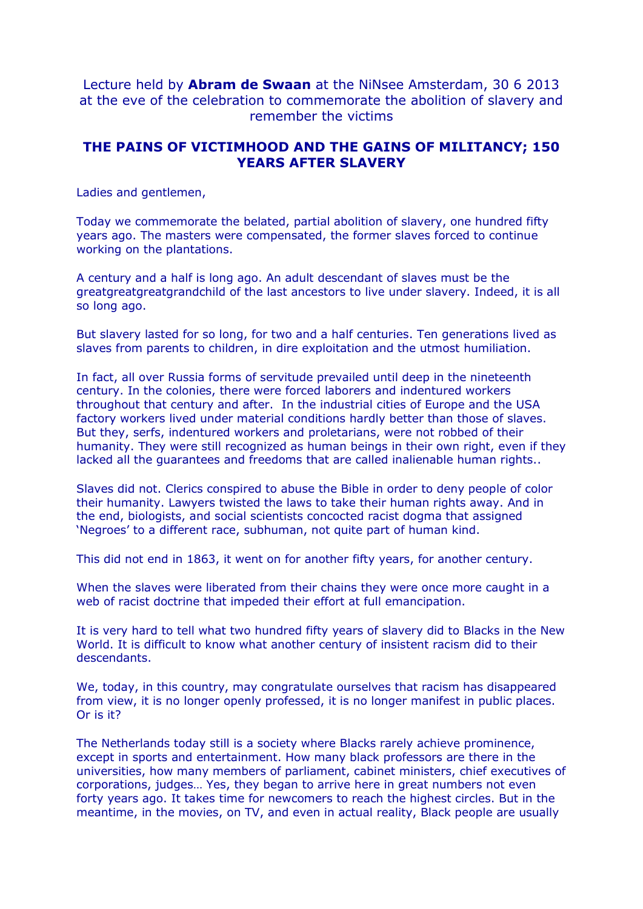Lecture held by **Abram de Swaan** at the NiNsee Amsterdam, 30 6 2013 at the eve of the celebration to commemorate the abolition of slavery and remember the victims

## THE PAINS OF VICTIMHOOD AND THE GAINS OF MILITANCY; 150 YEARS AFTER SLAVERY

Ladies and gentlemen,

Today we commemorate the belated, partial abolition of slavery, one hundred fifty years ago. The masters were compensated, the former slaves forced to continue working on the plantations.

A century and a half is long ago. An adult descendant of slaves must be the greatgreatgreatgrandchild of the last ancestors to live under slavery. Indeed, it is all so long ago.

But slavery lasted for so long, for two and a half centuries. Ten generations lived as slaves from parents to children, in dire exploitation and the utmost humiliation.

In fact, all over Russia forms of servitude prevailed until deep in the nineteenth century. In the colonies, there were forced laborers and indentured workers throughout that century and after. In the industrial cities of Europe and the USA factory workers lived under material conditions hardly better than those of slaves. But they, serfs, indentured workers and proletarians, were not robbed of their humanity. They were still recognized as human beings in their own right, even if they lacked all the guarantees and freedoms that are called inalienable human rights..

Slaves did not. Clerics conspired to abuse the Bible in order to deny people of color their humanity. Lawyers twisted the laws to take their human rights away. And in the end, biologists, and social scientists concocted racist dogma that assigned 'Negroes' to a different race, subhuman, not quite part of human kind.

This did not end in 1863, it went on for another fifty years, for another century.

When the slaves were liberated from their chains they were once more caught in a web of racist doctrine that impeded their effort at full emancipation.

It is very hard to tell what two hundred fifty years of slavery did to Blacks in the New World. It is difficult to know what another century of insistent racism did to their descendants.

We, today, in this country, may congratulate ourselves that racism has disappeared from view, it is no longer openly professed, it is no longer manifest in public places. Or is it?

The Netherlands today still is a society where Blacks rarely achieve prominence, except in sports and entertainment. How many black professors are there in the universities, how many members of parliament, cabinet ministers, chief executives of corporations, judges… Yes, they began to arrive here in great numbers not even forty years ago. It takes time for newcomers to reach the highest circles. But in the meantime, in the movies, on TV, and even in actual reality, Black people are usually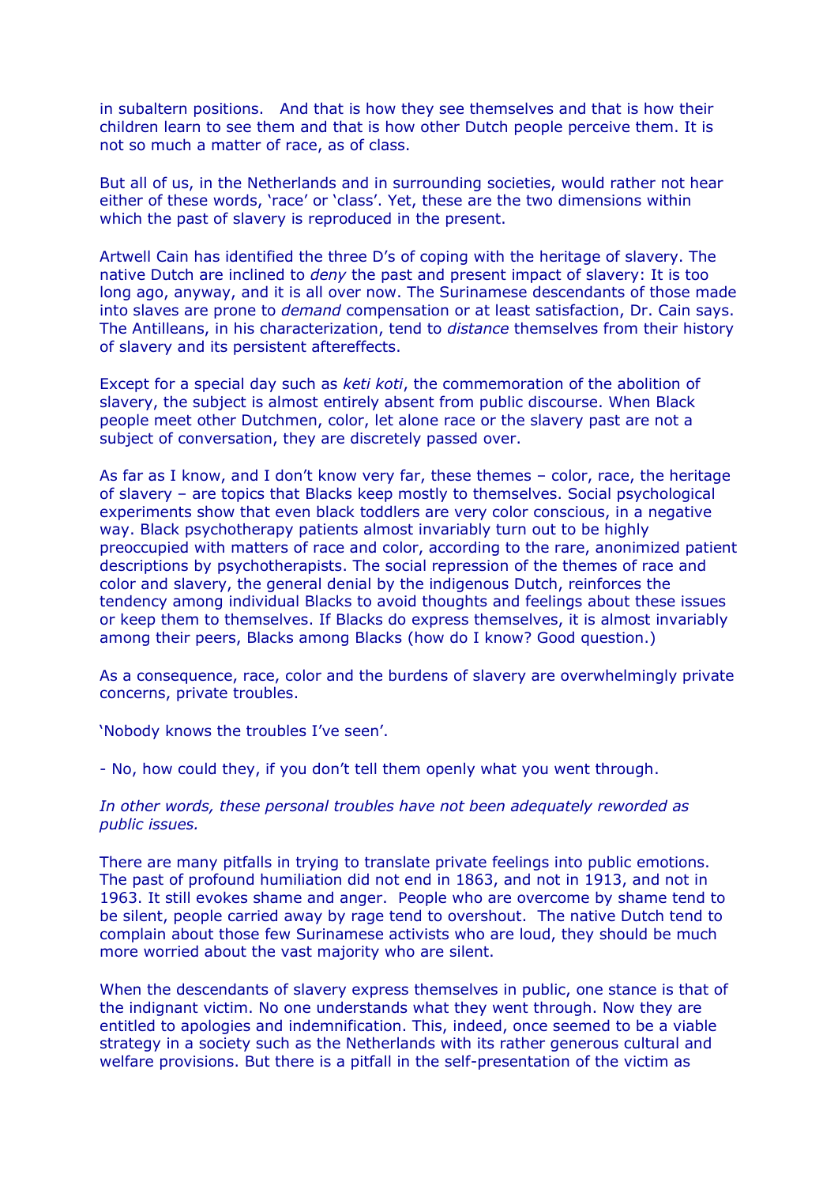in subaltern positions. And that is how they see themselves and that is how their children learn to see them and that is how other Dutch people perceive them. It is not so much a matter of race, as of class.

But all of us, in the Netherlands and in surrounding societies, would rather not hear either of these words, 'race' or 'class'. Yet, these are the two dimensions within which the past of slavery is reproduced in the present.

Artwell Cain has identified the three D's of coping with the heritage of slavery. The native Dutch are inclined to *deny* the past and present impact of slavery: It is too long ago, anyway, and it is all over now. The Surinamese descendants of those made into slaves are prone to *demand* compensation or at least satisfaction, Dr. Cain says. The Antilleans, in his characterization, tend to *distance* themselves from their history of slavery and its persistent aftereffects.

Except for a special day such as *keti koti*, the commemoration of the abolition of slavery, the subject is almost entirely absent from public discourse. When Black people meet other Dutchmen, color, let alone race or the slavery past are not a subject of conversation, they are discretely passed over.

As far as I know, and I don't know very far, these themes – color, race, the heritage of slavery – are topics that Blacks keep mostly to themselves. Social psychological experiments show that even black toddlers are very color conscious, in a negative way. Black psychotherapy patients almost invariably turn out to be highly preoccupied with matters of race and color, according to the rare, anonimized patient descriptions by psychotherapists. The social repression of the themes of race and color and slavery, the general denial by the indigenous Dutch, reinforces the tendency among individual Blacks to avoid thoughts and feelings about these issues or keep them to themselves. If Blacks do express themselves, it is almost invariably among their peers, Blacks among Blacks (how do I know? Good question.)

As a consequence, race, color and the burdens of slavery are overwhelmingly private concerns, private troubles.

'Nobody knows the troubles I've seen'.

- No, how could they, if you don't tell them openly what you went through.

*In other words, these personal troubles have not been adequately reworded as public issues.*

There are many pitfalls in trying to translate private feelings into public emotions. The past of profound humiliation did not end in 1863, and not in 1913, and not in 1963. It still evokes shame and anger. People who are overcome by shame tend to be silent, people carried away by rage tend to overshout. The native Dutch tend to complain about those few Surinamese activists who are loud, they should be much more worried about the vast majority who are silent.

When the descendants of slavery express themselves in public, one stance is that of the indignant victim. No one understands what they went through. Now they are entitled to apologies and indemnification. This, indeed, once seemed to be a viable strategy in a society such as the Netherlands with its rather generous cultural and welfare provisions. But there is a pitfall in the self-presentation of the victim as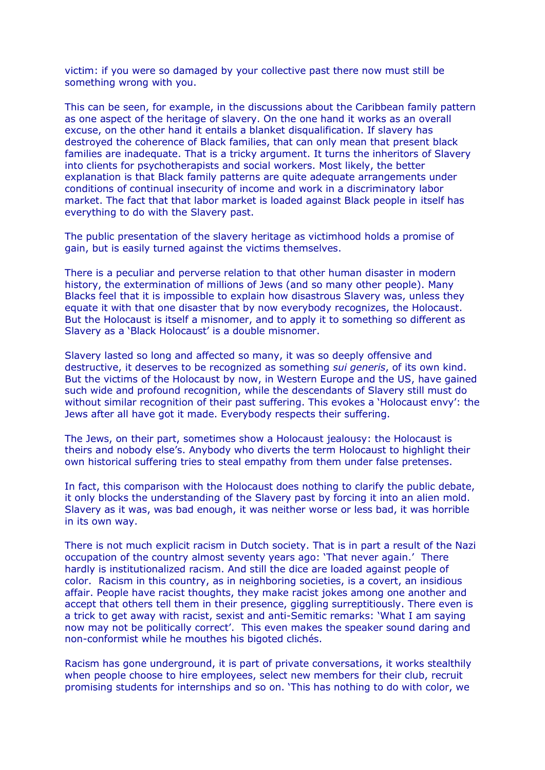victim: if you were so damaged by your collective past there now must still be something wrong with you.

This can be seen, for example, in the discussions about the Caribbean family pattern as one aspect of the heritage of slavery. On the one hand it works as an overall excuse, on the other hand it entails a blanket disqualification. If slavery has destroyed the coherence of Black families, that can only mean that present black families are inadequate. That is a tricky argument. It turns the inheritors of Slavery into clients for psychotherapists and social workers. Most likely, the better explanation is that Black family patterns are quite adequate arrangements under conditions of continual insecurity of income and work in a discriminatory labor market. The fact that that labor market is loaded against Black people in itself has everything to do with the Slavery past.

The public presentation of the slavery heritage as victimhood holds a promise of gain, but is easily turned against the victims themselves.

There is a peculiar and perverse relation to that other human disaster in modern history, the extermination of millions of Jews (and so many other people). Many Blacks feel that it is impossible to explain how disastrous Slavery was, unless they equate it with that one disaster that by now everybody recognizes, the Holocaust. But the Holocaust is itself a misnomer, and to apply it to something so different as Slavery as a 'Black Holocaust' is a double misnomer.

Slavery lasted so long and affected so many, it was so deeply offensive and destructive, it deserves to be recognized as something *sui generis*, of its own kind. But the victims of the Holocaust by now, in Western Europe and the US, have gained such wide and profound recognition, while the descendants of Slavery still must do without similar recognition of their past suffering. This evokes a 'Holocaust envy': the Jews after all have got it made. Everybody respects their suffering.

The Jews, on their part, sometimes show a Holocaust jealousy: the Holocaust is theirs and nobody else's. Anybody who diverts the term Holocaust to highlight their own historical suffering tries to steal empathy from them under false pretenses.

In fact, this comparison with the Holocaust does nothing to clarify the public debate, it only blocks the understanding of the Slavery past by forcing it into an alien mold. Slavery as it was, was bad enough, it was neither worse or less bad, it was horrible in its own way.

There is not much explicit racism in Dutch society. That is in part a result of the Nazi occupation of the country almost seventy years ago: 'That never again.' There hardly is institutionalized racism. And still the dice are loaded against people of color. Racism in this country, as in neighboring societies, is a covert, an insidious affair. People have racist thoughts, they make racist jokes among one another and accept that others tell them in their presence, giggling surreptitiously. There even is a trick to get away with racist, sexist and anti-Semitic remarks: 'What I am saying now may not be politically correct'. This even makes the speaker sound daring and non-conformist while he mouthes his bigoted clichés.

Racism has gone underground, it is part of private conversations, it works stealthily when people choose to hire employees, select new members for their club, recruit promising students for internships and so on. 'This has nothing to do with color, we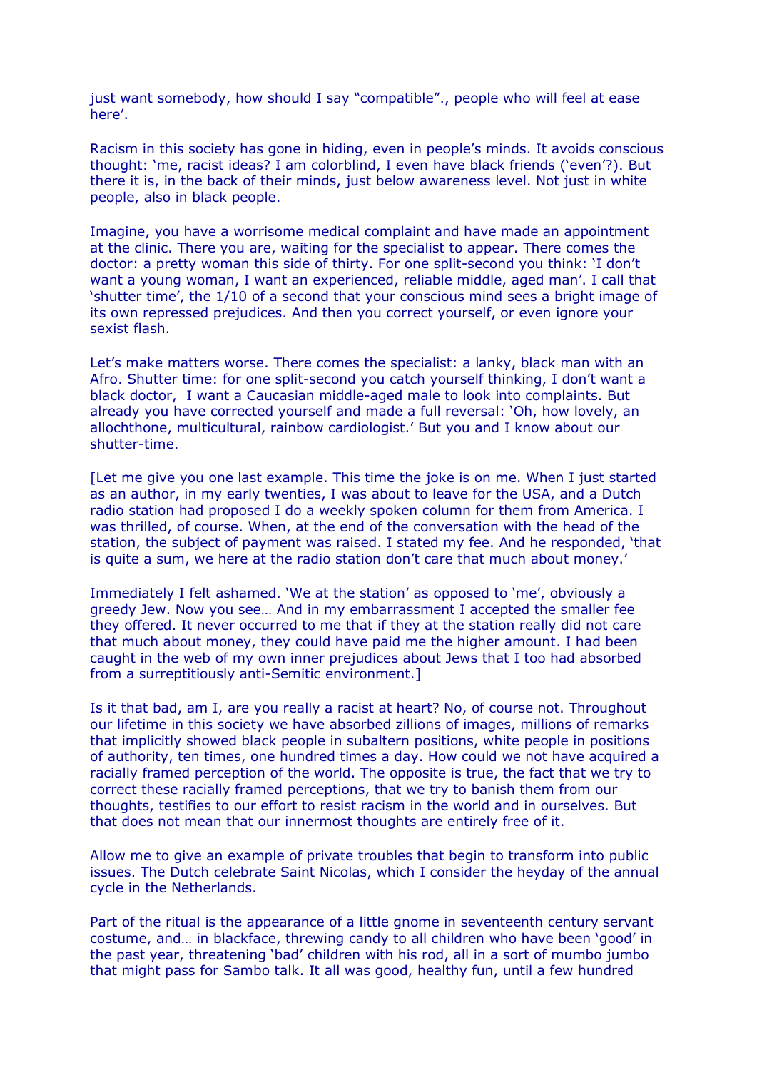just want somebody, how should I say "compatible"., people who will feel at ease here'.

Racism in this society has gone in hiding, even in people's minds. It avoids conscious thought: 'me, racist ideas? I am colorblind, I even have black friends ('even'?). But there it is, in the back of their minds, just below awareness level. Not just in white people, also in black people.

Imagine, you have a worrisome medical complaint and have made an appointment at the clinic. There you are, waiting for the specialist to appear. There comes the doctor: a pretty woman this side of thirty. For one split-second you think: 'I don't want a young woman, I want an experienced, reliable middle, aged man'. I call that 'shutter time', the 1/10 of a second that your conscious mind sees a bright image of its own repressed prejudices. And then you correct yourself, or even ignore your sexist flash.

Let's make matters worse. There comes the specialist: a lanky, black man with an Afro. Shutter time: for one split-second you catch yourself thinking, I don't want a black doctor, I want a Caucasian middle-aged male to look into complaints. But already you have corrected yourself and made a full reversal: 'Oh, how lovely, an allochthone, multicultural, rainbow cardiologist.' But you and I know about our shutter-time.

[Let me give you one last example. This time the joke is on me. When I just started as an author, in my early twenties, I was about to leave for the USA, and a Dutch radio station had proposed I do a weekly spoken column for them from America. I was thrilled, of course. When, at the end of the conversation with the head of the station, the subject of payment was raised. I stated my fee. And he responded, 'that is quite a sum, we here at the radio station don't care that much about money.'

Immediately I felt ashamed. 'We at the station' as opposed to 'me', obviously a greedy Jew. Now you see… And in my embarrassment I accepted the smaller fee they offered. It never occurred to me that if they at the station really did not care that much about money, they could have paid me the higher amount. I had been caught in the web of my own inner prejudices about Jews that I too had absorbed from a surreptitiously anti-Semitic environment.]

Is it that bad, am I, are you really a racist at heart? No, of course not. Throughout our lifetime in this society we have absorbed zillions of images, millions of remarks that implicitly showed black people in subaltern positions, white people in positions of authority, ten times, one hundred times a day. How could we not have acquired a racially framed perception of the world. The opposite is true, the fact that we try to correct these racially framed perceptions, that we try to banish them from our thoughts, testifies to our effort to resist racism in the world and in ourselves. But that does not mean that our innermost thoughts are entirely free of it.

Allow me to give an example of private troubles that begin to transform into public issues. The Dutch celebrate Saint Nicolas, which I consider the heyday of the annual cycle in the Netherlands.

Part of the ritual is the appearance of a little gnome in seventeenth century servant costume, and… in blackface, threwing candy to all children who have been 'good' in the past year, threatening 'bad' children with his rod, all in a sort of mumbo jumbo that might pass for Sambo talk. It all was good, healthy fun, until a few hundred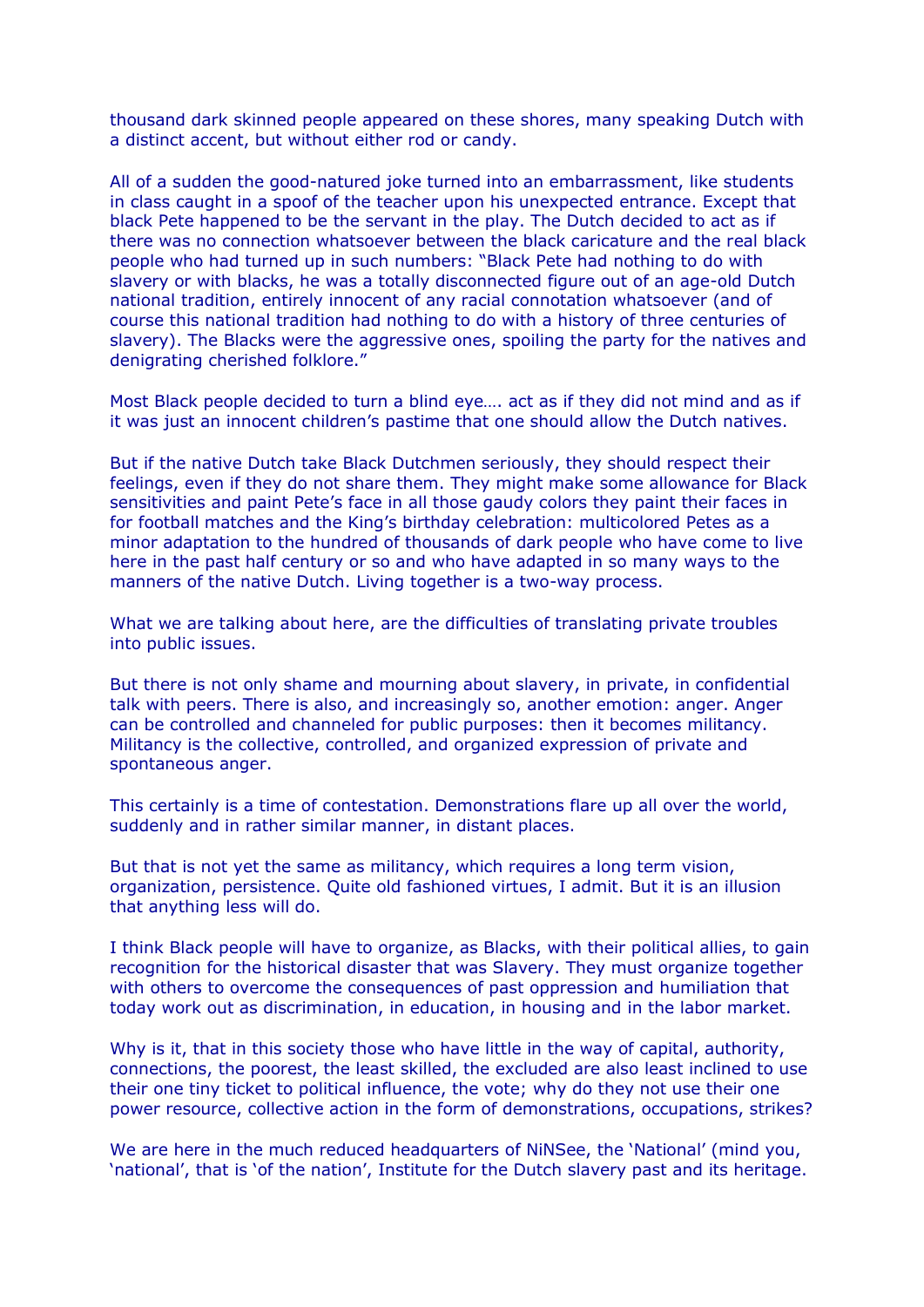thousand dark skinned people appeared on these shores, many speaking Dutch with a distinct accent, but without either rod or candy.

All of a sudden the good-natured joke turned into an embarrassment, like students in class caught in a spoof of the teacher upon his unexpected entrance. Except that black Pete happened to be the servant in the play. The Dutch decided to act as if there was no connection whatsoever between the black caricature and the real black people who had turned up in such numbers: "Black Pete had nothing to do with slavery or with blacks, he was a totally disconnected figure out of an age-old Dutch national tradition, entirely innocent of any racial connotation whatsoever (and of course this national tradition had nothing to do with a history of three centuries of slavery). The Blacks were the aggressive ones, spoiling the party for the natives and denigrating cherished folklore."

Most Black people decided to turn a blind eye…. act as if they did not mind and as if it was just an innocent children's pastime that one should allow the Dutch natives.

But if the native Dutch take Black Dutchmen seriously, they should respect their feelings, even if they do not share them. They might make some allowance for Black sensitivities and paint Pete's face in all those gaudy colors they paint their faces in for football matches and the King's birthday celebration: multicolored Petes as a minor adaptation to the hundred of thousands of dark people who have come to live here in the past half century or so and who have adapted in so many ways to the manners of the native Dutch. Living together is a two-way process.

What we are talking about here, are the difficulties of translating private troubles into public issues.

But there is not only shame and mourning about slavery, in private, in confidential talk with peers. There is also, and increasingly so, another emotion: anger. Anger can be controlled and channeled for public purposes: then it becomes militancy. Militancy is the collective, controlled, and organized expression of private and spontaneous anger.

This certainly is a time of contestation. Demonstrations flare up all over the world, suddenly and in rather similar manner, in distant places.

But that is not yet the same as militancy, which requires a long term vision, organization, persistence. Quite old fashioned virtues, I admit. But it is an illusion that anything less will do.

I think Black people will have to organize, as Blacks, with their political allies, to gain recognition for the historical disaster that was Slavery. They must organize together with others to overcome the consequences of past oppression and humiliation that today work out as discrimination, in education, in housing and in the labor market.

Why is it, that in this society those who have little in the way of capital, authority, connections, the poorest, the least skilled, the excluded are also least inclined to use their one tiny ticket to political influence, the vote; why do they not use their one power resource, collective action in the form of demonstrations, occupations, strikes?

We are here in the much reduced headquarters of NiNSee, the 'National' (mind you, 'national', that is 'of the nation', Institute for the Dutch slavery past and its heritage.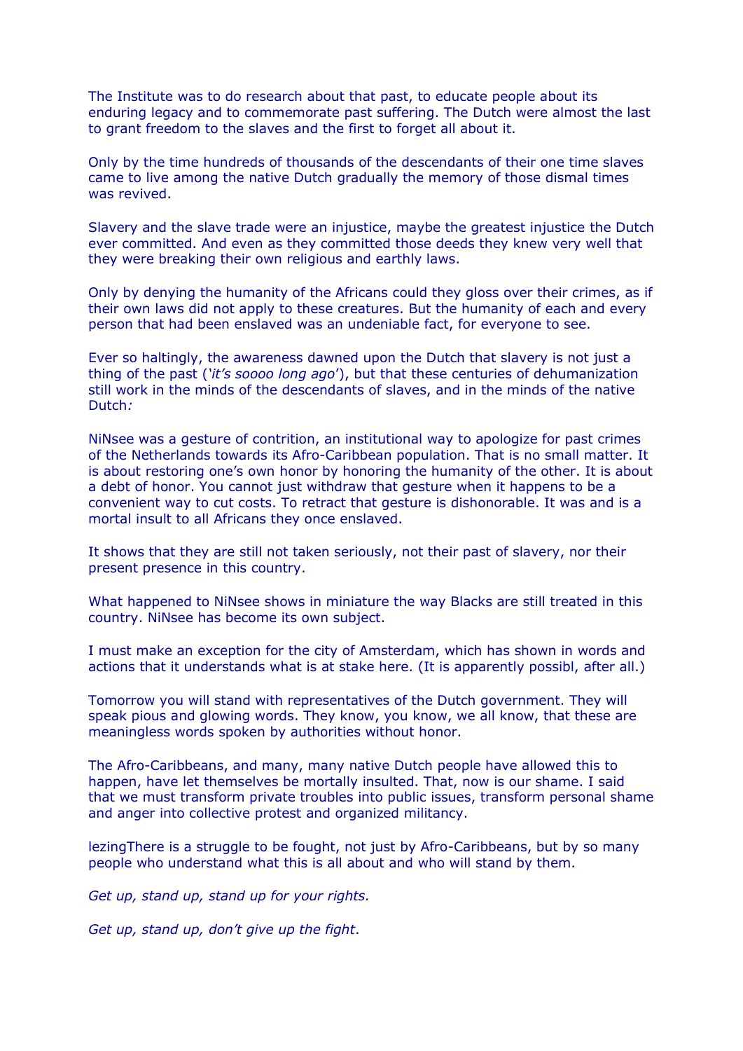The Institute was to do research about that past, to educate people about its enduring legacy and to commemorate past suffering. The Dutch were almost the last to grant freedom to the slaves and the first to forget all about it.

Only by the time hundreds of thousands of the descendants of their one time slaves came to live among the native Dutch gradually the memory of those dismal times was revived.

Slavery and the slave trade were an injustice, maybe the greatest injustice the Dutch ever committed. And even as they committed those deeds they knew very well that they were breaking their own religious and earthly laws.

Only by denying the humanity of the Africans could they gloss over their crimes, as if their own laws did not apply to these creatures. But the humanity of each and every person that had been enslaved was an undeniable fact, for everyone to see.

Ever so haltingly, the awareness dawned upon the Dutch that slavery is not just a thing of the past ('*it's soooo long ago*'), but that these centuries of dehumanization still work in the minds of the descendants of slaves, and in the minds of the native Dutch*:*

NiNsee was a gesture of contrition, an institutional way to apologize for past crimes of the Netherlands towards its Afro-Caribbean population. That is no small matter. It is about restoring one's own honor by honoring the humanity of the other. It is about a debt of honor. You cannot just withdraw that gesture when it happens to be a convenient way to cut costs. To retract that gesture is dishonorable. It was and is a mortal insult to all Africans they once enslaved.

It shows that they are still not taken seriously, not their past of slavery, nor their present presence in this country.

What happened to NiNsee shows in miniature the way Blacks are still treated in this country. NiNsee has become its own subject.

I must make an exception for the city of Amsterdam, which has shown in words and actions that it understands what is at stake here. (It is apparently possibl, after all.)

Tomorrow you will stand with representatives of the Dutch government. They will speak pious and glowing words. They know, you know, we all know, that these are meaningless words spoken by authorities without honor.

The Afro-Caribbeans, and many, many native Dutch people have allowed this to happen, have let themselves be mortally insulted. That, now is our shame. I said that we must transform private troubles into public issues, transform personal shame and anger into collective protest and organized militancy.

lezingThere is a struggle to be fought, not just by Afro-Caribbeans, but by so many people who understand what this is all about and who will stand by them.

*Get up, stand up, stand up for your rights.*

*Get up, stand up, don't give up the fight*.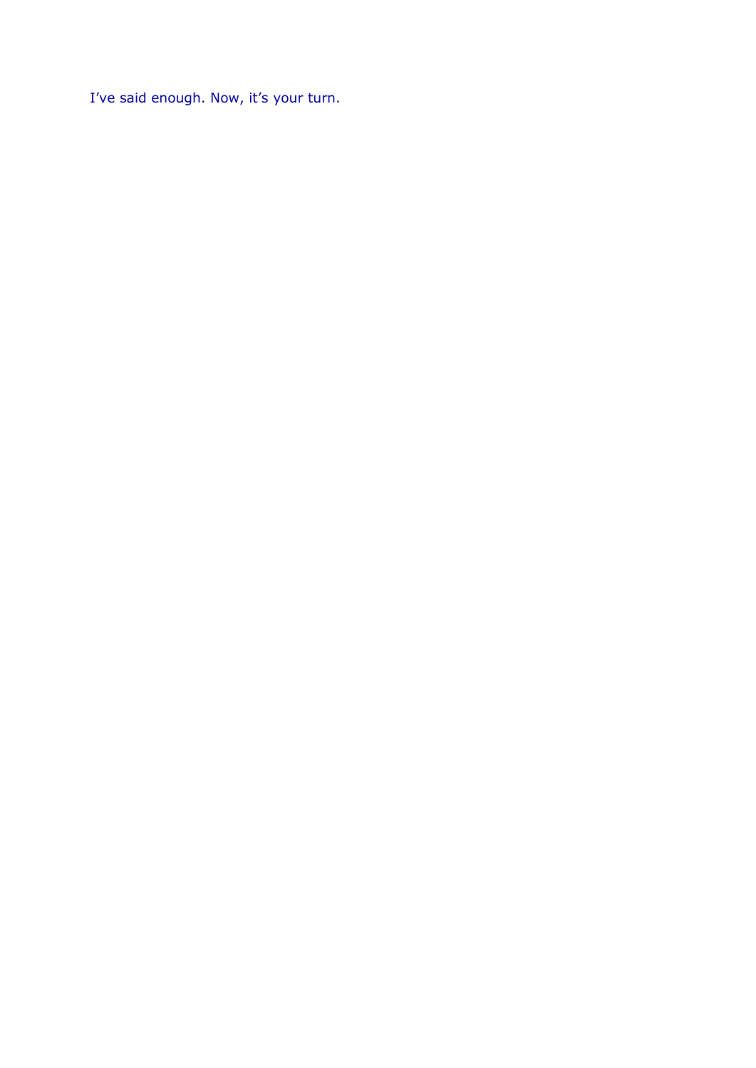I’ve said enough. Now, it’s your turn.